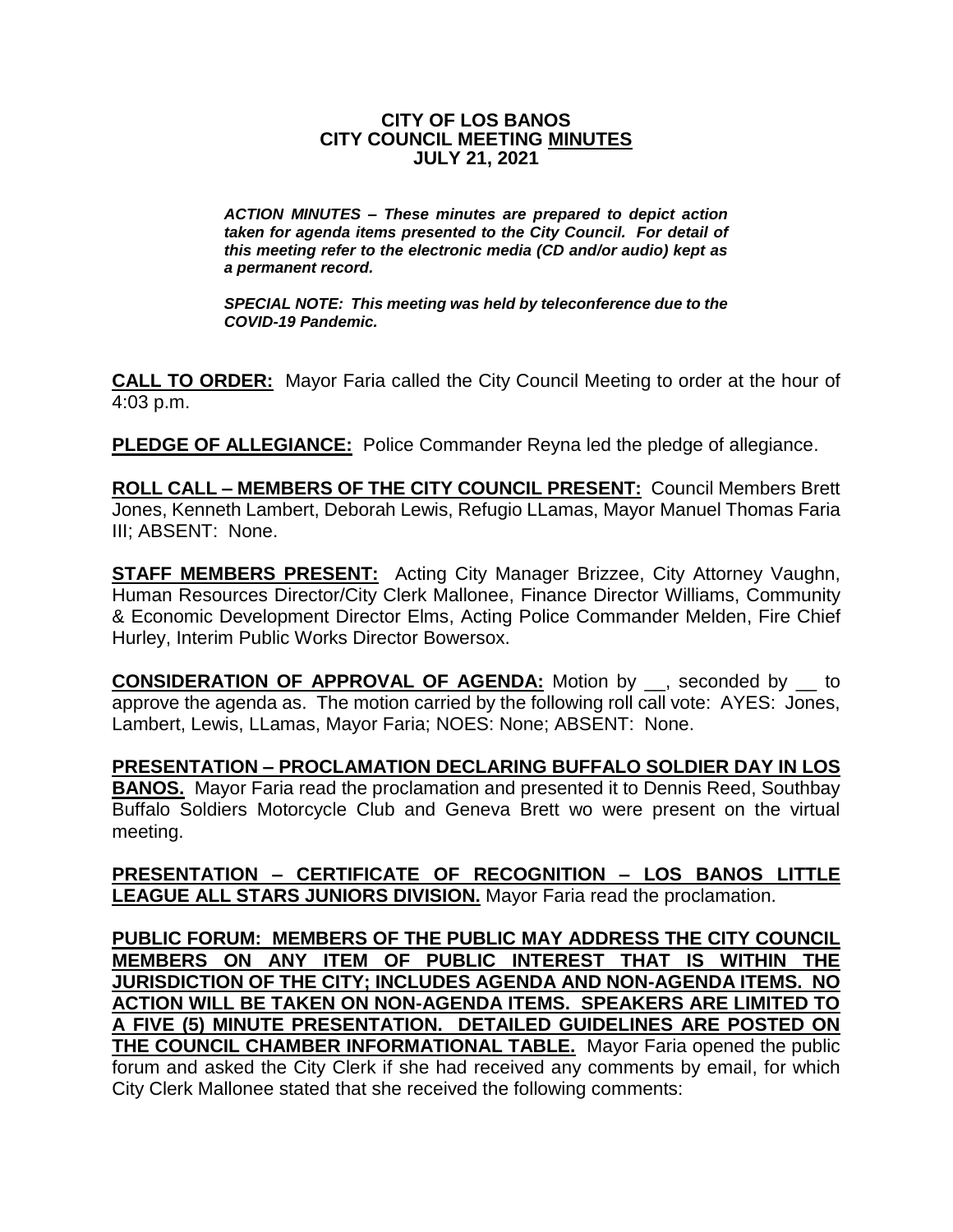**CITY OF LOS BANOS**
**CITY COUNCIL MEETING MINUTES**
**JULY 21, 2021**

***ACTION MINUTES – These minutes are prepared to depict action taken for agenda items presented to the City Council. For detail of this meeting refer to the electronic media (CD and/or audio) kept as a permanent record.***

***SPECIAL NOTE: This meeting was held by teleconference due to the COVID-19 Pandemic.***

**CALL TO ORDER:** Mayor Faria called the City Council Meeting to order at the hour of 4:03 p.m.

**PLEDGE OF ALLEGIANCE:** Police Commander Reyna led the pledge of allegiance.

**ROLL CALL – MEMBERS OF THE CITY COUNCIL PRESENT:** Council Members Brett Jones, Kenneth Lambert, Deborah Lewis, Refugio LLamas, Mayor Manuel Thomas Faria III; ABSENT: None.

**STAFF MEMBERS PRESENT:** Acting City Manager Brizzee, City Attorney Vaughn, Human Resources Director/City Clerk Mallonee, Finance Director Williams, Community & Economic Development Director Elms, Acting Police Commander Melden, Fire Chief Hurley, Interim Public Works Director Bowersox.

**CONSIDERATION OF APPROVAL OF AGENDA:** Motion by __, seconded by __ to approve the agenda as. The motion carried by the following roll call vote: AYES: Jones, Lambert, Lewis, LLamas, Mayor Faria; NOES: None; ABSENT: None.

**PRESENTATION – PROCLAMATION DECLARING BUFFALO SOLDIER DAY IN LOS BANOS.** Mayor Faria read the proclamation and presented it to Dennis Reed, Southbay Buffalo Soldiers Motorcycle Club and Geneva Brett wo were present on the virtual meeting.

**PRESENTATION – CERTIFICATE OF RECOGNITION – LOS BANOS LITTLE LEAGUE ALL STARS JUNIORS DIVISION.** Mayor Faria read the proclamation.

**PUBLIC FORUM: MEMBERS OF THE PUBLIC MAY ADDRESS THE CITY COUNCIL MEMBERS ON ANY ITEM OF PUBLIC INTEREST THAT IS WITHIN THE JURISDICTION OF THE CITY; INCLUDES AGENDA AND NON-AGENDA ITEMS. NO ACTION WILL BE TAKEN ON NON-AGENDA ITEMS. SPEAKERS ARE LIMITED TO A FIVE (5) MINUTE PRESENTATION. DETAILED GUIDELINES ARE POSTED ON THE COUNCIL CHAMBER INFORMATIONAL TABLE.** Mayor Faria opened the public forum and asked the City Clerk if she had received any comments by email, for which City Clerk Mallonee stated that she received the following comments: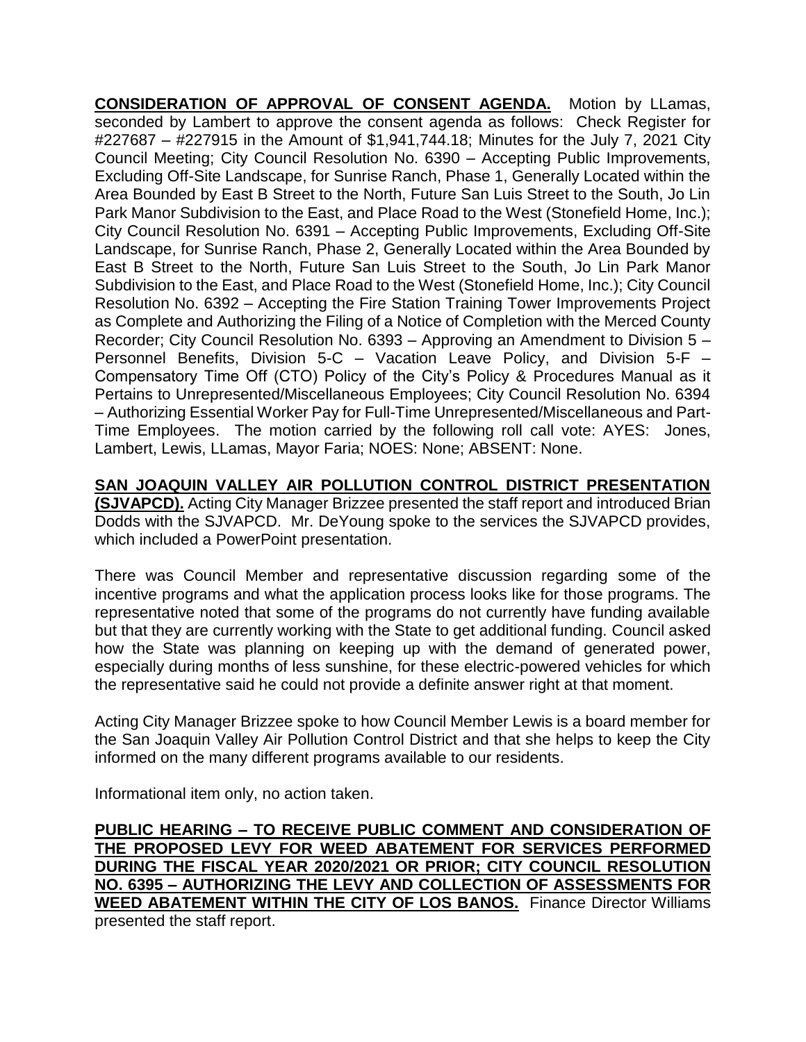**CONSIDERATION OF APPROVAL OF CONSENT AGENDA.** Motion by LLamas, seconded by Lambert to approve the consent agenda as follows: Check Register for #227687 – #227915 in the Amount of $1,941,744.18; Minutes for the July 7, 2021 City Council Meeting; City Council Resolution No. 6390 – Accepting Public Improvements, Excluding Off-Site Landscape, for Sunrise Ranch, Phase 1, Generally Located within the Area Bounded by East B Street to the North, Future San Luis Street to the South, Jo Lin Park Manor Subdivision to the East, and Place Road to the West (Stonefield Home, Inc.); City Council Resolution No. 6391 – Accepting Public Improvements, Excluding Off-Site Landscape, for Sunrise Ranch, Phase 2, Generally Located within the Area Bounded by East B Street to the North, Future San Luis Street to the South, Jo Lin Park Manor Subdivision to the East, and Place Road to the West (Stonefield Home, Inc.); City Council Resolution No. 6392 – Accepting the Fire Station Training Tower Improvements Project as Complete and Authorizing the Filing of a Notice of Completion with the Merced County Recorder; City Council Resolution No. 6393 – Approving an Amendment to Division 5 – Personnel Benefits, Division 5-C – Vacation Leave Policy, and Division 5-F – Compensatory Time Off (CTO) Policy of the City's Policy & Procedures Manual as it Pertains to Unrepresented/Miscellaneous Employees; City Council Resolution No. 6394 – Authorizing Essential Worker Pay for Full-Time Unrepresented/Miscellaneous and Part-Time Employees. The motion carried by the following roll call vote: AYES: Jones, Lambert, Lewis, LLamas, Mayor Faria; NOES: None; ABSENT: None.

**SAN JOAQUIN VALLEY AIR POLLUTION CONTROL DISTRICT PRESENTATION (SJVAPCD).** Acting City Manager Brizzee presented the staff report and introduced Brian Dodds with the SJVAPCD. Mr. DeYoung spoke to the services the SJVAPCD provides, which included a PowerPoint presentation.

There was Council Member and representative discussion regarding some of the incentive programs and what the application process looks like for those programs. The representative noted that some of the programs do not currently have funding available but that they are currently working with the State to get additional funding. Council asked how the State was planning on keeping up with the demand of generated power, especially during months of less sunshine, for these electric-powered vehicles for which the representative said he could not provide a definite answer right at that moment.

Acting City Manager Brizzee spoke to how Council Member Lewis is a board member for the San Joaquin Valley Air Pollution Control District and that she helps to keep the City informed on the many different programs available to our residents.

Informational item only, no action taken.

**PUBLIC HEARING – TO RECEIVE PUBLIC COMMENT AND CONSIDERATION OF THE PROPOSED LEVY FOR WEED ABATEMENT FOR SERVICES PERFORMED DURING THE FISCAL YEAR 2020/2021 OR PRIOR; CITY COUNCIL RESOLUTION NO. 6395 – AUTHORIZING THE LEVY AND COLLECTION OF ASSESSMENTS FOR WEED ABATEMENT WITHIN THE CITY OF LOS BANOS.** Finance Director Williams presented the staff report.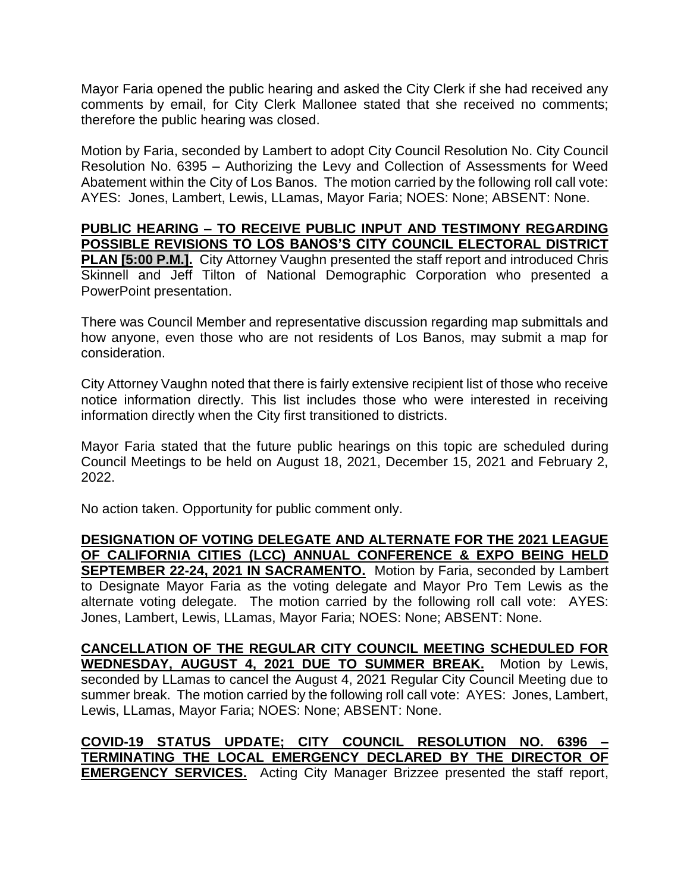Mayor Faria opened the public hearing and asked the City Clerk if she had received any comments by email, for City Clerk Mallonee stated that she received no comments; therefore the public hearing was closed.

Motion by Faria, seconded by Lambert to adopt City Council Resolution No. City Council Resolution No. 6395 – Authorizing the Levy and Collection of Assessments for Weed Abatement within the City of Los Banos. The motion carried by the following roll call vote: AYES: Jones, Lambert, Lewis, LLamas, Mayor Faria; NOES: None; ABSENT: None.

**PUBLIC HEARING – TO RECEIVE PUBLIC INPUT AND TESTIMONY REGARDING POSSIBLE REVISIONS TO LOS BANOS'S CITY COUNCIL ELECTORAL DISTRICT PLAN [5:00 P.M.].** City Attorney Vaughn presented the staff report and introduced Chris Skinnell and Jeff Tilton of National Demographic Corporation who presented a PowerPoint presentation.

There was Council Member and representative discussion regarding map submittals and how anyone, even those who are not residents of Los Banos, may submit a map for consideration.

City Attorney Vaughn noted that there is fairly extensive recipient list of those who receive notice information directly. This list includes those who were interested in receiving information directly when the City first transitioned to districts.

Mayor Faria stated that the future public hearings on this topic are scheduled during Council Meetings to be held on August 18, 2021, December 15, 2021 and February 2, 2022.

No action taken. Opportunity for public comment only.

**DESIGNATION OF VOTING DELEGATE AND ALTERNATE FOR THE 2021 LEAGUE OF CALIFORNIA CITIES (LCC) ANNUAL CONFERENCE & EXPO BEING HELD SEPTEMBER 22-24, 2021 IN SACRAMENTO.** Motion by Faria, seconded by Lambert to Designate Mayor Faria as the voting delegate and Mayor Pro Tem Lewis as the alternate voting delegate. The motion carried by the following roll call vote: AYES: Jones, Lambert, Lewis, LLamas, Mayor Faria; NOES: None; ABSENT: None.

**CANCELLATION OF THE REGULAR CITY COUNCIL MEETING SCHEDULED FOR WEDNESDAY, AUGUST 4, 2021 DUE TO SUMMER BREAK.** Motion by Lewis, seconded by LLamas to cancel the August 4, 2021 Regular City Council Meeting due to summer break. The motion carried by the following roll call vote: AYES: Jones, Lambert, Lewis, LLamas, Mayor Faria; NOES: None; ABSENT: None.

**COVID-19 STATUS UPDATE; CITY COUNCIL RESOLUTION NO. 6396 – TERMINATING THE LOCAL EMERGENCY DECLARED BY THE DIRECTOR OF EMERGENCY SERVICES.** Acting City Manager Brizzee presented the staff report,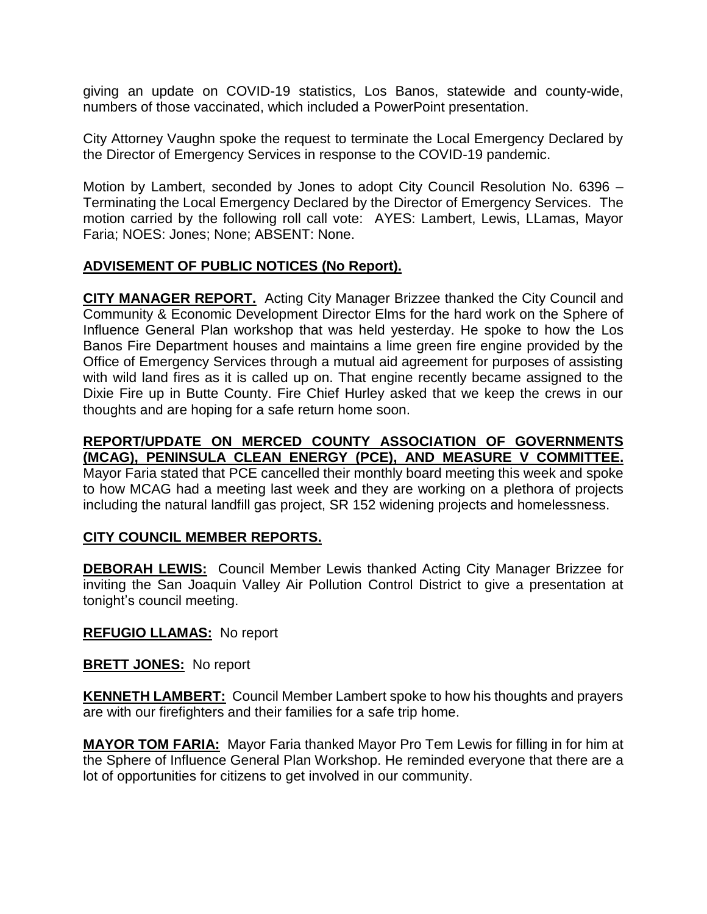giving an update on COVID-19 statistics, Los Banos, statewide and county-wide, numbers of those vaccinated, which included a PowerPoint presentation.

City Attorney Vaughn spoke the request to terminate the Local Emergency Declared by the Director of Emergency Services in response to the COVID-19 pandemic.

Motion by Lambert, seconded by Jones to adopt City Council Resolution No. 6396 – Terminating the Local Emergency Declared by the Director of Emergency Services. The motion carried by the following roll call vote: AYES: Lambert, Lewis, LLamas, Mayor Faria; NOES: Jones; None; ABSENT: None.

**ADVISEMENT OF PUBLIC NOTICES (No Report).**

**CITY MANAGER REPORT.** Acting City Manager Brizzee thanked the City Council and Community & Economic Development Director Elms for the hard work on the Sphere of Influence General Plan workshop that was held yesterday. He spoke to how the Los Banos Fire Department houses and maintains a lime green fire engine provided by the Office of Emergency Services through a mutual aid agreement for purposes of assisting with wild land fires as it is called up on. That engine recently became assigned to the Dixie Fire up in Butte County. Fire Chief Hurley asked that we keep the crews in our thoughts and are hoping for a safe return home soon.

**REPORT/UPDATE ON MERCED COUNTY ASSOCIATION OF GOVERNMENTS (MCAG), PENINSULA CLEAN ENERGY (PCE), AND MEASURE V COMMITTEE.** Mayor Faria stated that PCE cancelled their monthly board meeting this week and spoke to how MCAG had a meeting last week and they are working on a plethora of projects including the natural landfill gas project, SR 152 widening projects and homelessness.

**CITY COUNCIL MEMBER REPORTS.**

**DEBORAH LEWIS:** Council Member Lewis thanked Acting City Manager Brizzee for inviting the San Joaquin Valley Air Pollution Control District to give a presentation at tonight's council meeting.

**REFUGIO LLAMAS:** No report

**BRETT JONES:** No report

**KENNETH LAMBERT:** Council Member Lambert spoke to how his thoughts and prayers are with our firefighters and their families for a safe trip home.

**MAYOR TOM FARIA:** Mayor Faria thanked Mayor Pro Tem Lewis for filling in for him at the Sphere of Influence General Plan Workshop. He reminded everyone that there are a lot of opportunities for citizens to get involved in our community.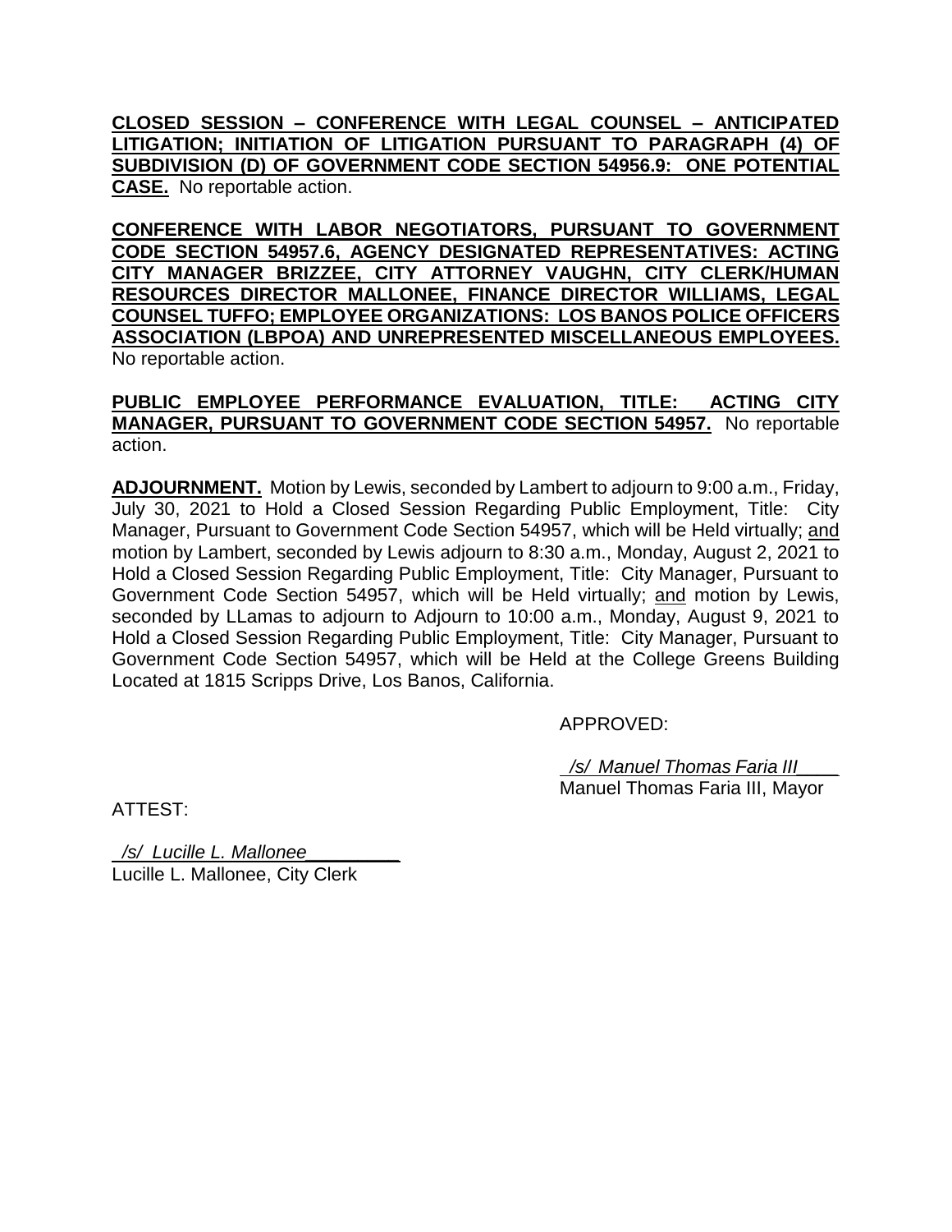**CLOSED SESSION – CONFERENCE WITH LEGAL COUNSEL – ANTICIPATED LITIGATION; INITIATION OF LITIGATION PURSUANT TO PARAGRAPH (4) OF SUBDIVISION (D) OF GOVERNMENT CODE SECTION 54956.9: ONE POTENTIAL CASE.** No reportable action.

**CONFERENCE WITH LABOR NEGOTIATORS, PURSUANT TO GOVERNMENT CODE SECTION 54957.6, AGENCY DESIGNATED REPRESENTATIVES: ACTING CITY MANAGER BRIZZEE, CITY ATTORNEY VAUGHN, CITY CLERK/HUMAN RESOURCES DIRECTOR MALLONEE, FINANCE DIRECTOR WILLIAMS, LEGAL COUNSEL TUFFO; EMPLOYEE ORGANIZATIONS: LOS BANOS POLICE OFFICERS ASSOCIATION (LBPOA) AND UNREPRESENTED MISCELLANEOUS EMPLOYEES.** No reportable action.

**PUBLIC EMPLOYEE PERFORMANCE EVALUATION, TITLE: ACTING CITY MANAGER, PURSUANT TO GOVERNMENT CODE SECTION 54957.** No reportable action.

**ADJOURNMENT.** Motion by Lewis, seconded by Lambert to adjourn to 9:00 a.m., Friday, July 30, 2021 to Hold a Closed Session Regarding Public Employment, Title: City Manager, Pursuant to Government Code Section 54957, which will be Held virtually; and motion by Lambert, seconded by Lewis adjourn to 8:30 a.m., Monday, August 2, 2021 to Hold a Closed Session Regarding Public Employment, Title: City Manager, Pursuant to Government Code Section 54957, which will be Held virtually; and motion by Lewis, seconded by LLamas to adjourn to Adjourn to 10:00 a.m., Monday, August 9, 2021 to Hold a Closed Session Regarding Public Employment, Title: City Manager, Pursuant to Government Code Section 54957, which will be Held at the College Greens Building Located at 1815 Scripps Drive, Los Banos, California.

APPROVED:

*/s/ Manuel Thomas Faria III*
Manuel Thomas Faria III, Mayor

ATTEST:

*/s/ Lucille L. Mallonee*
Lucille L. Mallonee, City Clerk